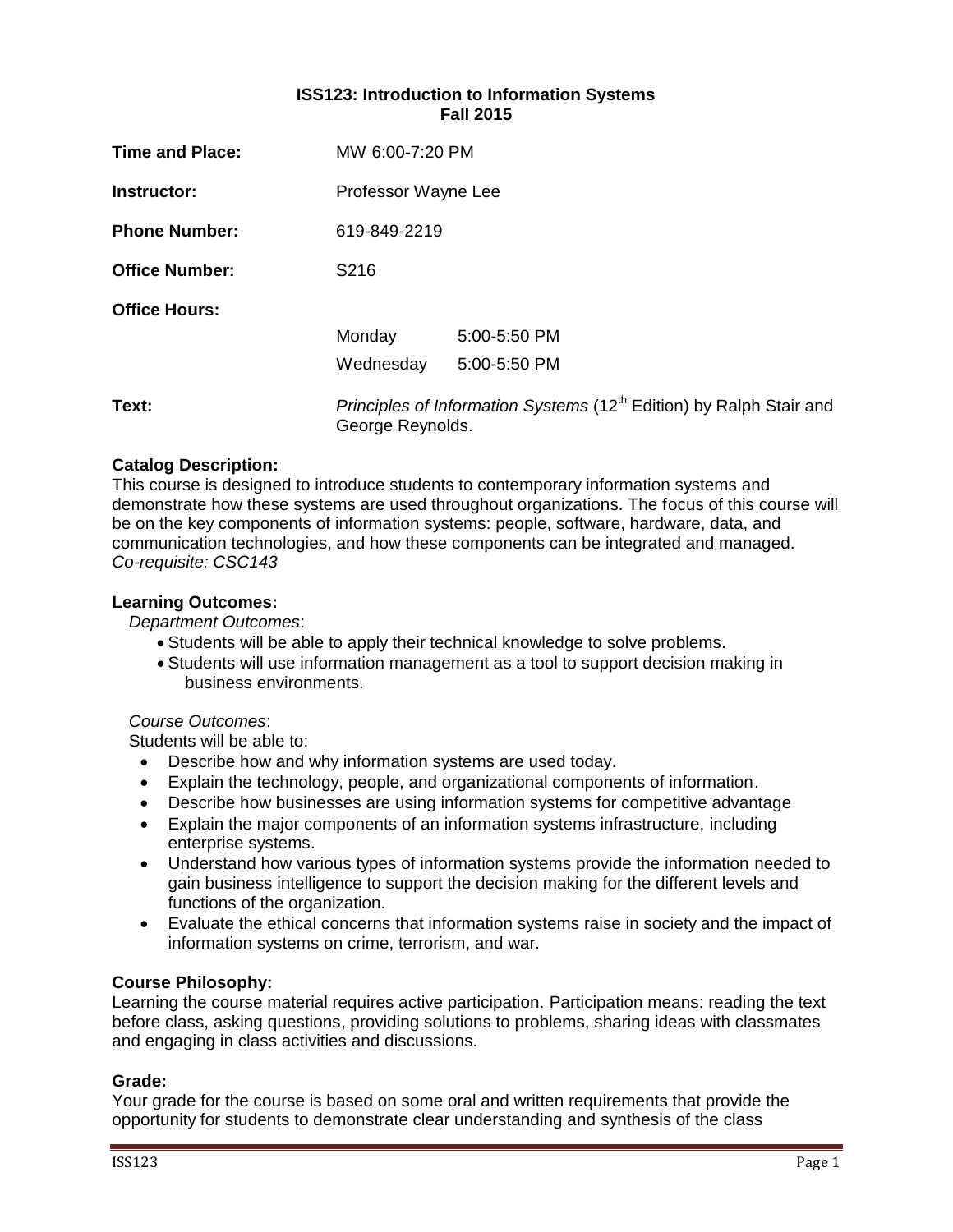# ISS123: Introduction to Information Systems
## Fall 2015

| | | |
|---|---|---|
| **Time and Place:** | MW 6:00-7:20 PM | |
| **Instructor:** | Professor Wayne Lee | |
| **Phone Number:** | 619-849-2219 | |
| **Office Number:** | S216 | |
| **Office Hours:** | | |
| | Monday | 5:00-5:50 PM |
| | Wednesday | 5:00-5:50 PM |
| **Text:** | *Principles of Information Systems* (12th Edition) by Ralph Stair and George Reynolds. | |

**Catalog Description:**
This course is designed to introduce students to contemporary information systems and demonstrate how these systems are used throughout organizations. The focus of this course will be on the key components of information systems: people, software, hardware, data, and communication technologies, and how these components can be integrated and managed.
*Co-requisite: CSC143*

**Learning Outcomes:**

*Department Outcomes*:

- Students will be able to apply their technical knowledge to solve problems.
- Students will use information management as a tool to support decision making in business environments.

*Course Outcomes*:

Students will be able to:

- Describe how and why information systems are used today.
- Explain the technology, people, and organizational components of information.
- Describe how businesses are using information systems for competitive advantage
- Explain the major components of an information systems infrastructure, including enterprise systems.
- Understand how various types of information systems provide the information needed to gain business intelligence to support the decision making for the different levels and functions of the organization.
- Evaluate the ethical concerns that information systems raise in society and the impact of information systems on crime, terrorism, and war.

**Course Philosophy:**
Learning the course material requires active participation. Participation means: reading the text before class, asking questions, providing solutions to problems, sharing ideas with classmates and engaging in class activities and discussions.

**Grade:**
Your grade for the course is based on some oral and written requirements that provide the opportunity for students to demonstrate clear understanding and synthesis of the class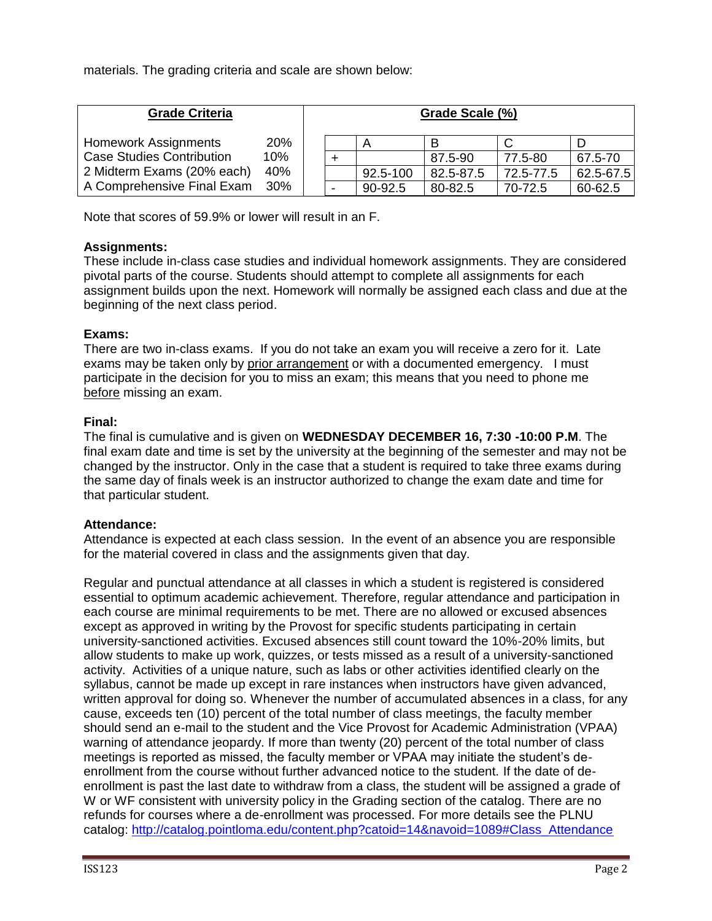materials. The grading criteria and scale are shown below:

| Grade Criteria | |
|---|---|
| Homework Assignments | 20% |
| Case Studies Contribution | 10% |
| 2 Midterm Exams (20% each) | 40% |
| A Comprehensive Final Exam | 30% |

**Grade Scale (%)**

| | A | B | C | D |
|---|---|---|---|---|
| + | | 87.5-90 | 77.5-80 | 67.5-70 |
| | 92.5-100 | 82.5-87.5 | 72.5-77.5 | 62.5-67.5 |
| - | 90-92.5 | 80-82.5 | 70-72.5 | 60-62.5 |

Note that scores of 59.9% or lower will result in an F.

**Assignments:**
These include in-class case studies and individual homework assignments. They are considered pivotal parts of the course. Students should attempt to complete all assignments for each assignment builds upon the next. Homework will normally be assigned each class and due at the beginning of the next class period.

**Exams:**
There are two in-class exams. If you do not take an exam you will receive a zero for it. Late exams may be taken only by prior arrangement or with a documented emergency. I must participate in the decision for you to miss an exam; this means that you need to phone me before missing an exam.

**Final:**
The final is cumulative and is given on **WEDNESDAY DECEMBER 16, 7:30 -10:00 P.M**. The final exam date and time is set by the university at the beginning of the semester and may not be changed by the instructor. Only in the case that a student is required to take three exams during the same day of finals week is an instructor authorized to change the exam date and time for that particular student.

**Attendance:**
Attendance is expected at each class session. In the event of an absence you are responsible for the material covered in class and the assignments given that day.

Regular and punctual attendance at all classes in which a student is registered is considered essential to optimum academic achievement. Therefore, regular attendance and participation in each course are minimal requirements to be met. There are no allowed or excused absences except as approved in writing by the Provost for specific students participating in certain university-sanctioned activities. Excused absences still count toward the 10%-20% limits, but allow students to make up work, quizzes, or tests missed as a result of a university-sanctioned activity. Activities of a unique nature, such as labs or other activities identified clearly on the syllabus, cannot be made up except in rare instances when instructors have given advanced, written approval for doing so. Whenever the number of accumulated absences in a class, for any cause, exceeds ten (10) percent of the total number of class meetings, the faculty member should send an e-mail to the student and the Vice Provost for Academic Administration (VPAA) warning of attendance jeopardy. If more than twenty (20) percent of the total number of class meetings is reported as missed, the faculty member or VPAA may initiate the student's de-enrollment from the course without further advanced notice to the student. If the date of de-enrollment is past the last date to withdraw from a class, the student will be assigned a grade of W or WF consistent with university policy in the Grading section of the catalog. There are no refunds for courses where a de-enrollment was processed. For more details see the PLNU catalog: http://catalog.pointloma.edu/content.php?catoid=14&navoid=1089#Class_Attendance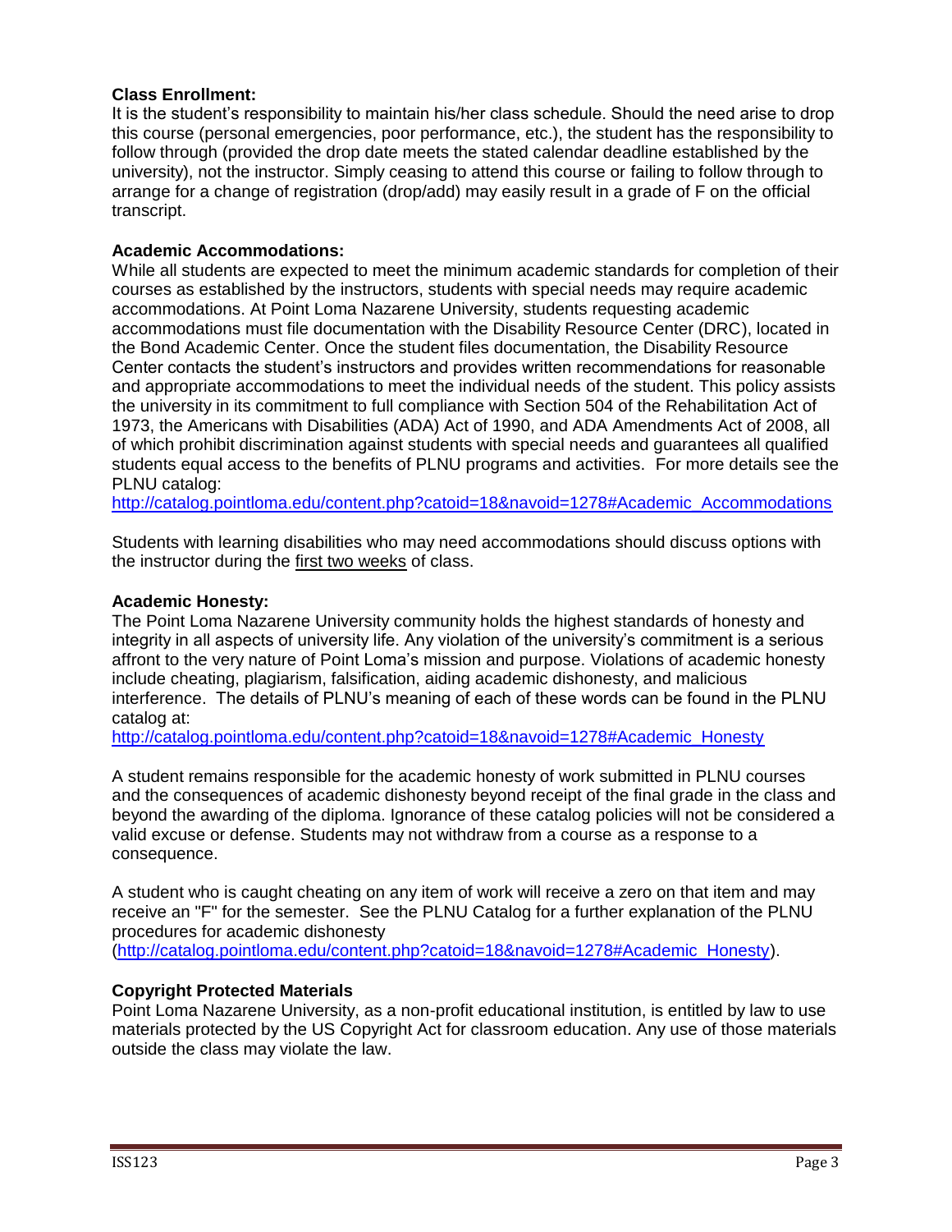**Class Enrollment:**
It is the student's responsibility to maintain his/her class schedule. Should the need arise to drop this course (personal emergencies, poor performance, etc.), the student has the responsibility to follow through (provided the drop date meets the stated calendar deadline established by the university), not the instructor. Simply ceasing to attend this course or failing to follow through to arrange for a change of registration (drop/add) may easily result in a grade of F on the official transcript.

**Academic Accommodations:**
While all students are expected to meet the minimum academic standards for completion of their courses as established by the instructors, students with special needs may require academic accommodations. At Point Loma Nazarene University, students requesting academic accommodations must file documentation with the Disability Resource Center (DRC), located in the Bond Academic Center. Once the student files documentation, the Disability Resource Center contacts the student's instructors and provides written recommendations for reasonable and appropriate accommodations to meet the individual needs of the student. This policy assists the university in its commitment to full compliance with Section 504 of the Rehabilitation Act of 1973, the Americans with Disabilities (ADA) Act of 1990, and ADA Amendments Act of 2008, all of which prohibit discrimination against students with special needs and guarantees all qualified students equal access to the benefits of PLNU programs and activities. For more details see the PLNU catalog:
http://catalog.pointloma.edu/content.php?catoid=18&navoid=1278#Academic_Accommodations

Students with learning disabilities who may need accommodations should discuss options with the instructor during the first two weeks of class.

**Academic Honesty:**
The Point Loma Nazarene University community holds the highest standards of honesty and integrity in all aspects of university life. Any violation of the university's commitment is a serious affront to the very nature of Point Loma's mission and purpose. Violations of academic honesty include cheating, plagiarism, falsification, aiding academic dishonesty, and malicious interference. The details of PLNU's meaning of each of these words can be found in the PLNU catalog at:
http://catalog.pointloma.edu/content.php?catoid=18&navoid=1278#Academic_Honesty

A student remains responsible for the academic honesty of work submitted in PLNU courses and the consequences of academic dishonesty beyond receipt of the final grade in the class and beyond the awarding of the diploma. Ignorance of these catalog policies will not be considered a valid excuse or defense. Students may not withdraw from a course as a response to a consequence.

A student who is caught cheating on any item of work will receive a zero on that item and may receive an "F" for the semester. See the PLNU Catalog for a further explanation of the PLNU procedures for academic dishonesty
(http://catalog.pointloma.edu/content.php?catoid=18&navoid=1278#Academic_Honesty).

**Copyright Protected Materials**
Point Loma Nazarene University, as a non-profit educational institution, is entitled by law to use materials protected by the US Copyright Act for classroom education. Any use of those materials outside the class may violate the law.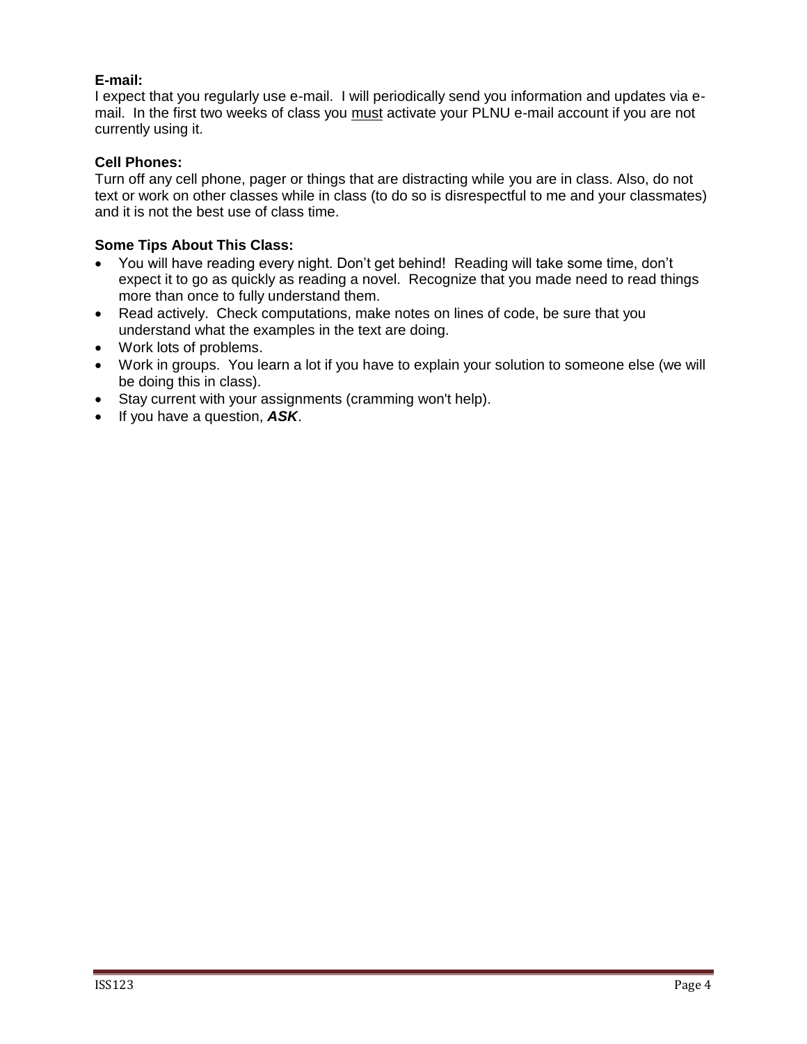**E-mail:**
I expect that you regularly use e-mail. I will periodically send you information and updates via e-mail. In the first two weeks of class you <u>must</u> activate your PLNU e-mail account if you are not currently using it.

**Cell Phones:**
Turn off any cell phone, pager or things that are distracting while you are in class. Also, do not text or work on other classes while in class (to do so is disrespectful to me and your classmates) and it is not the best use of class time.

**Some Tips About This Class:**

- You will have reading every night. Don't get behind! Reading will take some time, don't expect it to go as quickly as reading a novel. Recognize that you made need to read things more than once to fully understand them.
- Read actively. Check computations, make notes on lines of code, be sure that you understand what the examples in the text are doing.
- Work lots of problems.
- Work in groups. You learn a lot if you have to explain your solution to someone else (we will be doing this in class).
- Stay current with your assignments (cramming won't help).
- If you have a question, ***ASK***.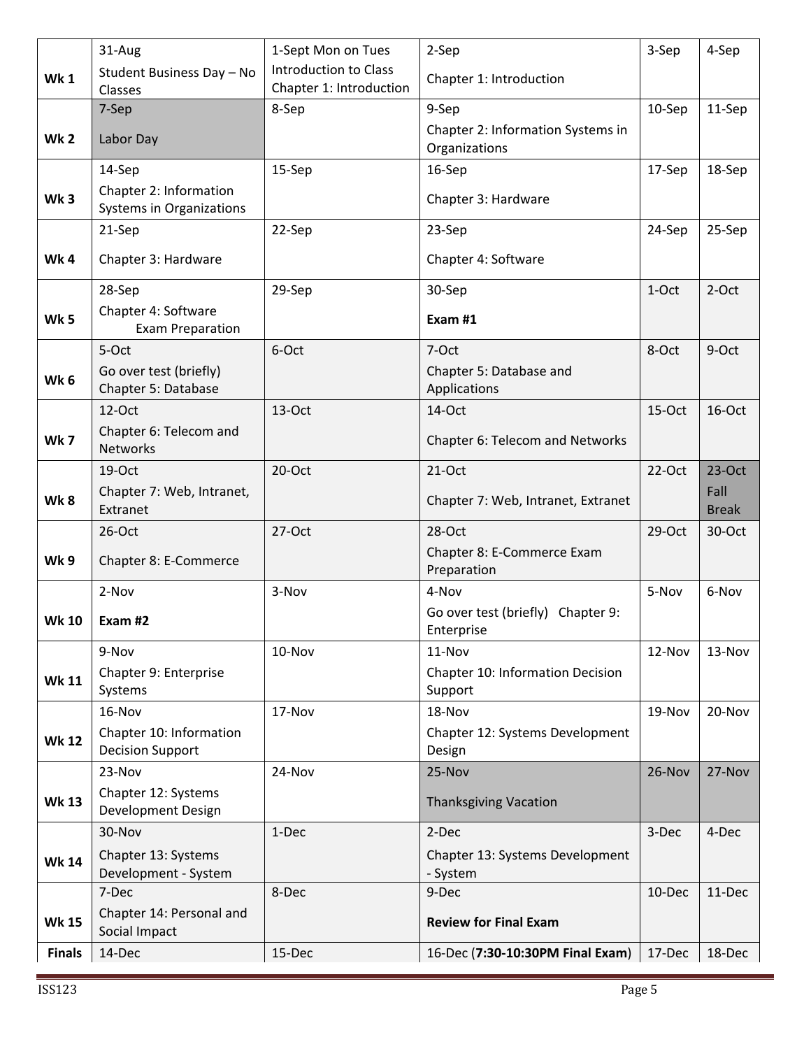| | | | | | |
|---|---|---|---|---|---|
| **Wk 1** | 31-Aug<br>Student Business Day – No Classes | 1-Sept Mon on Tues<br>Introduction to Class<br>Chapter 1: Introduction | 2-Sep<br>Chapter 1: Introduction | 3-Sep | 4-Sep |
| **Wk 2** | 7-Sep<br>Labor Day | 8-Sep | 9-Sep<br>Chapter 2: Information Systems in Organizations | 10-Sep | 11-Sep |
| **Wk 3** | 14-Sep<br>Chapter 2: Information Systems in Organizations | 15-Sep | 16-Sep<br>Chapter 3: Hardware | 17-Sep | 18-Sep |
| **Wk 4** | 21-Sep<br>Chapter 3: Hardware | 22-Sep | 23-Sep<br>Chapter 4: Software | 24-Sep | 25-Sep |
| **Wk 5** | 28-Sep<br>Chapter 4: Software<br>Exam Preparation | 29-Sep | 30-Sep<br>**Exam #1** | 1-Oct | 2-Oct |
| **Wk 6** | 5-Oct<br>Go over test (briefly)<br>Chapter 5: Database | 6-Oct | 7-Oct<br>Chapter 5: Database and Applications | 8-Oct | 9-Oct |
| **Wk 7** | 12-Oct<br>Chapter 6: Telecom and Networks | 13-Oct | 14-Oct<br>Chapter 6: Telecom and Networks | 15-Oct | 16-Oct |
| **Wk 8** | 19-Oct<br>Chapter 7: Web, Intranet, Extranet | 20-Oct | 21-Oct<br>Chapter 7: Web, Intranet, Extranet | 22-Oct | 23-Oct<br>Fall Break |
| **Wk 9** | 26-Oct<br>Chapter 8: E-Commerce | 27-Oct | 28-Oct<br>Chapter 8: E-Commerce Exam Preparation | 29-Oct | 30-Oct |
| **Wk 10** | 2-Nov<br>**Exam #2** | 3-Nov | 4-Nov<br>Go over test (briefly) Chapter 9: Enterprise | 5-Nov | 6-Nov |
| **Wk 11** | 9-Nov<br>Chapter 9: Enterprise Systems | 10-Nov | 11-Nov<br>Chapter 10: Information Decision Support | 12-Nov | 13-Nov |
| **Wk 12** | 16-Nov<br>Chapter 10: Information Decision Support | 17-Nov | 18-Nov<br>Chapter 12: Systems Development Design | 19-Nov | 20-Nov |
| **Wk 13** | 23-Nov<br>Chapter 12: Systems Development Design | 24-Nov | 25-Nov<br>Thanksgiving Vacation | 26-Nov | 27-Nov |
| **Wk 14** | 30-Nov<br>Chapter 13: Systems Development - System | 1-Dec | 2-Dec<br>Chapter 13: Systems Development - System | 3-Dec | 4-Dec |
| **Wk 15** | 7-Dec<br>Chapter 14: Personal and Social Impact | 8-Dec | 9-Dec<br>**Review for Final Exam** | 10-Dec | 11-Dec |
| **Finals** | 14-Dec | 15-Dec | 16-Dec (**7:30-10:30PM Final Exam**) | 17-Dec | 18-Dec |